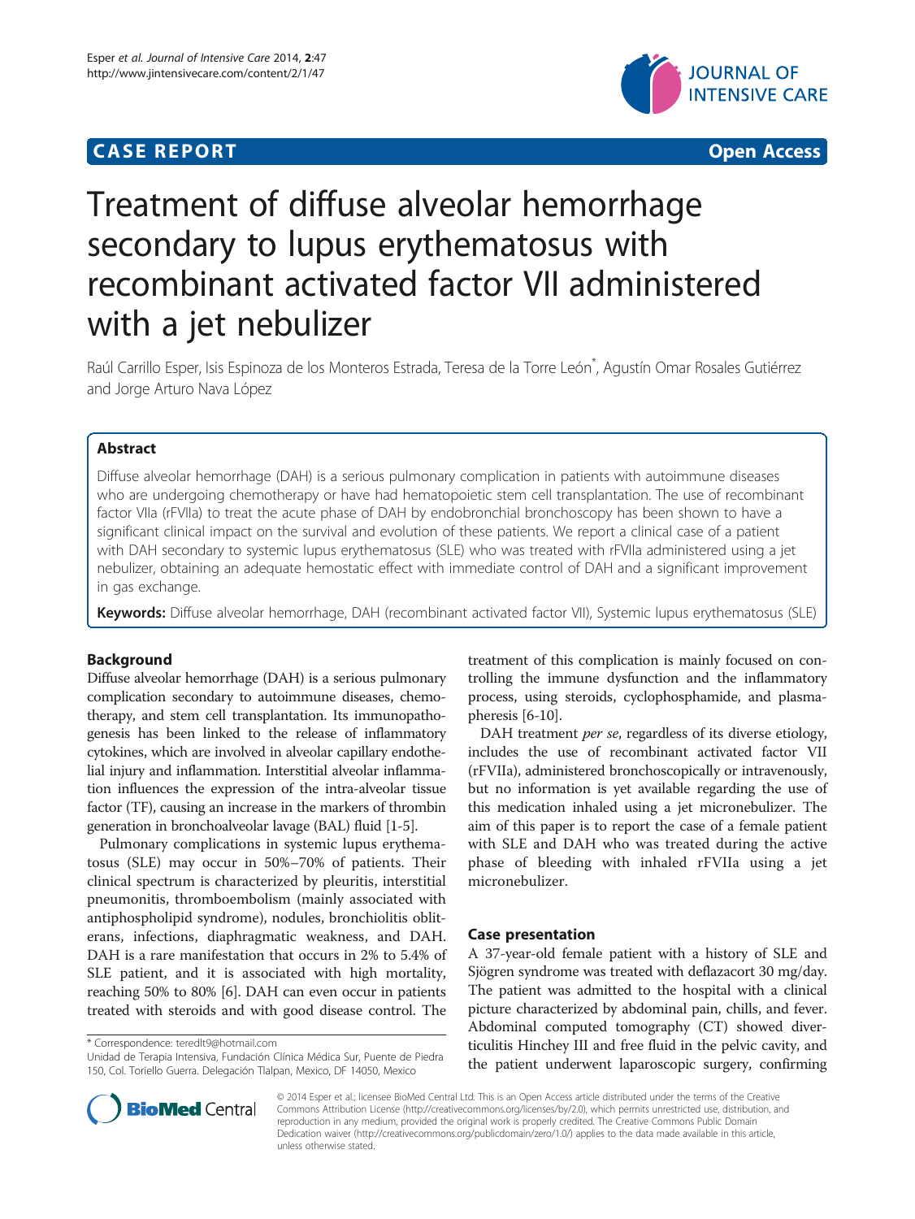# CASE REPORT

**Open Access**

# Treatment of diffuse alveolar hemorrhage secondary to lupus erythematosus with recombinant activated factor VII administered with a jet nebulizer

Raúl Carrillo Esper, Isis Espinoza de los Monteros Estrada, Teresa de la Torre León*, Agustín Omar Rosales Gutiérrez and Jorge Arturo Nava López

## Abstract

Diffuse alveolar hemorrhage (DAH) is a serious pulmonary complication in patients with autoimmune diseases who are undergoing chemotherapy or have had hematopoietic stem cell transplantation. The use of recombinant factor VIIa (rFVIIa) to treat the acute phase of DAH by endobronchial bronchoscopy has been shown to have a significant clinical impact on the survival and evolution of these patients. We report a clinical case of a patient with DAH secondary to systemic lupus erythematosus (SLE) who was treated with rFVIIa administered using a jet nebulizer, obtaining an adequate hemostatic effect with immediate control of DAH and a significant improvement in gas exchange.

**Keywords:** Diffuse alveolar hemorrhage, DAH (recombinant activated factor VII), Systemic lupus erythematosus (SLE)

## Background

Diffuse alveolar hemorrhage (DAH) is a serious pulmonary complication secondary to autoimmune diseases, chemotherapy, and stem cell transplantation. Its immunopathogenesis has been linked to the release of inflammatory cytokines, which are involved in alveolar capillary endothelial injury and inflammation. Interstitial alveolar inflammation influences the expression of the intra-alveolar tissue factor (TF), causing an increase in the markers of thrombin generation in bronchoalveolar lavage (BAL) fluid [1-5].

Pulmonary complications in systemic lupus erythematosus (SLE) may occur in 50%–70% of patients. Their clinical spectrum is characterized by pleuritis, interstitial pneumonitis, thromboembolism (mainly associated with antiphospholipid syndrome), nodules, bronchiolitis obliterans, infections, diaphragmatic weakness, and DAH. DAH is a rare manifestation that occurs in 2% to 5.4% of SLE patient, and it is associated with high mortality, reaching 50% to 80% [6]. DAH can even occur in patients treated with steroids and with good disease control. The treatment of this complication is mainly focused on controlling the immune dysfunction and the inflammatory process, using steroids, cyclophosphamide, and plasmapheresis [6-10].

DAH treatment *per se*, regardless of its diverse etiology, includes the use of recombinant activated factor VII (rFVIIa), administered bronchoscopically or intravenously, but no information is yet available regarding the use of this medication inhaled using a jet micronebulizer. The aim of this paper is to report the case of a female patient with SLE and DAH who was treated during the active phase of bleeding with inhaled rFVIIa using a jet micronebulizer.

## Case presentation

A 37-year-old female patient with a history of SLE and Sjögren syndrome was treated with deflazacort 30 mg/day. The patient was admitted to the hospital with a clinical picture characterized by abdominal pain, chills, and fever. Abdominal computed tomography (CT) showed diverticulitis Hinchey III and free fluid in the pelvic cavity, and the patient underwent laparoscopic surgery, confirming

---

* Correspondence: teredlt9@hotmail.com
Unidad de Terapia Intensiva, Fundación Clínica Médica Sur, Puente de Piedra 150, Col. Toriello Guerra. Delegación Tlalpan, Mexico, DF 14050, Mexico

© 2014 Esper et al.; licensee BioMed Central Ltd. This is an Open Access article distributed under the terms of the Creative Commons Attribution License (http://creativecommons.org/licenses/by/2.0), which permits unrestricted use, distribution, and reproduction in any medium, provided the original work is properly credited. The Creative Commons Public Domain Dedication waiver (http://creativecommons.org/publicdomain/zero/1.0/) applies to the data made available in this article, unless otherwise stated.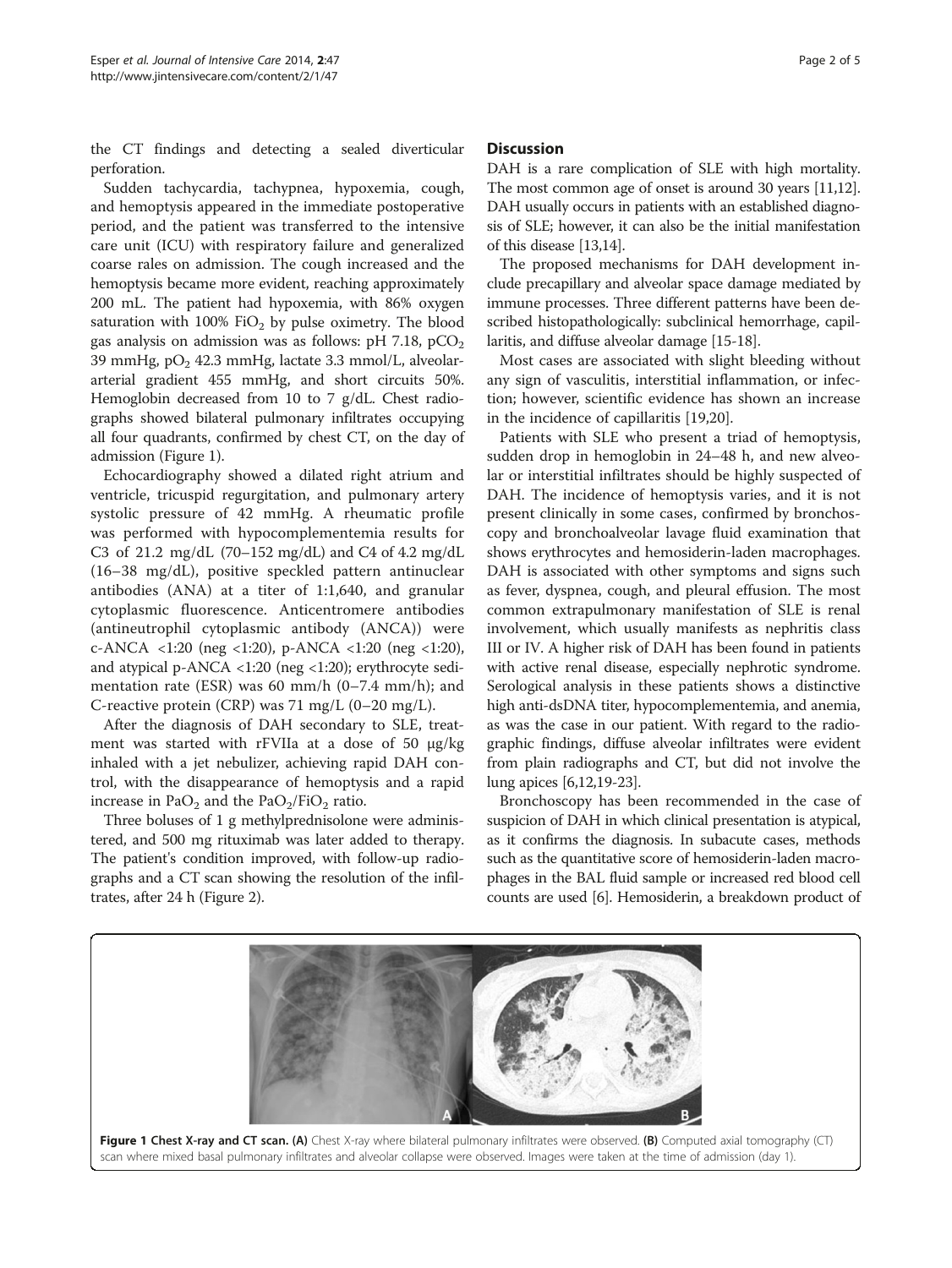the CT findings and detecting a sealed diverticular perforation.

Sudden tachycardia, tachypnea, hypoxemia, cough, and hemoptysis appeared in the immediate postoperative period, and the patient was transferred to the intensive care unit (ICU) with respiratory failure and generalized coarse rales on admission. The cough increased and the hemoptysis became more evident, reaching approximately 200 mL. The patient had hypoxemia, with 86% oxygen saturation with 100% $FiO_2$ by pulse oximetry. The blood gas analysis on admission was as follows: pH 7.18, $pCO_2$ 39 mmHg, $pO_2$ 42.3 mmHg, lactate 3.3 mmol/L, alveolar-arterial gradient 455 mmHg, and short circuits 50%. Hemoglobin decreased from 10 to 7 g/dL. Chest radiographs showed bilateral pulmonary infiltrates occupying all four quadrants, confirmed by chest CT, on the day of admission (Figure 1).

Echocardiography showed a dilated right atrium and ventricle, tricuspid regurgitation, and pulmonary artery systolic pressure of 42 mmHg. A rheumatic profile was performed with hypocomplementemia results for C3 of 21.2 mg/dL (70–152 mg/dL) and C4 of 4.2 mg/dL (16–38 mg/dL), positive speckled pattern antinuclear antibodies (ANA) at a titer of 1:1,640, and granular cytoplasmic fluorescence. Anticentromere antibodies (antineutrophil cytoplasmic antibody (ANCA)) were c-ANCA <1:20 (neg <1:20), p-ANCA <1:20 (neg <1:20), and atypical p-ANCA <1:20 (neg <1:20); erythrocyte sedimentation rate (ESR) was 60 mm/h (0–7.4 mm/h); and C-reactive protein (CRP) was 71 mg/L (0–20 mg/L).

After the diagnosis of DAH secondary to SLE, treatment was started with rFVIIa at a dose of 50 μg/kg inhaled with a jet nebulizer, achieving rapid DAH control, with the disappearance of hemoptysis and a rapid increase in $PaO_2$ and the $PaO_2/FiO_2$ ratio.

Three boluses of 1 g methylprednisolone were administered, and 500 mg rituximab was later added to therapy. The patient's condition improved, with follow-up radiographs and a CT scan showing the resolution of the infiltrates, after 24 h (Figure 2).

## Discussion

DAH is a rare complication of SLE with high mortality. The most common age of onset is around 30 years [11,12]. DAH usually occurs in patients with an established diagnosis of SLE; however, it can also be the initial manifestation of this disease [13,14].

The proposed mechanisms for DAH development include precapillary and alveolar space damage mediated by immune processes. Three different patterns have been described histopathologically: subclinical hemorrhage, capillaritis, and diffuse alveolar damage [15-18].

Most cases are associated with slight bleeding without any sign of vasculitis, interstitial inflammation, or infection; however, scientific evidence has shown an increase in the incidence of capillaritis [19,20].

Patients with SLE who present a triad of hemoptysis, sudden drop in hemoglobin in 24–48 h, and new alveolar or interstitial infiltrates should be highly suspected of DAH. The incidence of hemoptysis varies, and it is not present clinically in some cases, confirmed by bronchoscopy and bronchoalveolar lavage fluid examination that shows erythrocytes and hemosiderin-laden macrophages. DAH is associated with other symptoms and signs such as fever, dyspnea, cough, and pleural effusion. The most common extrapulmonary manifestation of SLE is renal involvement, which usually manifests as nephritis class III or IV. A higher risk of DAH has been found in patients with active renal disease, especially nephrotic syndrome. Serological analysis in these patients shows a distinctive high anti-dsDNA titer, hypocomplementemia, and anemia, as was the case in our patient. With regard to the radiographic findings, diffuse alveolar infiltrates were evident from plain radiographs and CT, but did not involve the lung apices [6,12,19-23].

Bronchoscopy has been recommended in the case of suspicion of DAH in which clinical presentation is atypical, as it confirms the diagnosis. In subacute cases, methods such as the quantitative score of hemosiderin-laden macrophages in the BAL fluid sample or increased red blood cell counts are used [6]. Hemosiderin, a breakdown product of

**Figure 1 Chest X-ray and CT scan. (A)** Chest X-ray where bilateral pulmonary infiltrates were observed. **(B)** Computed axial tomography (CT) scan where mixed basal pulmonary infiltrates and alveolar collapse were observed. Images were taken at the time of admission (day 1).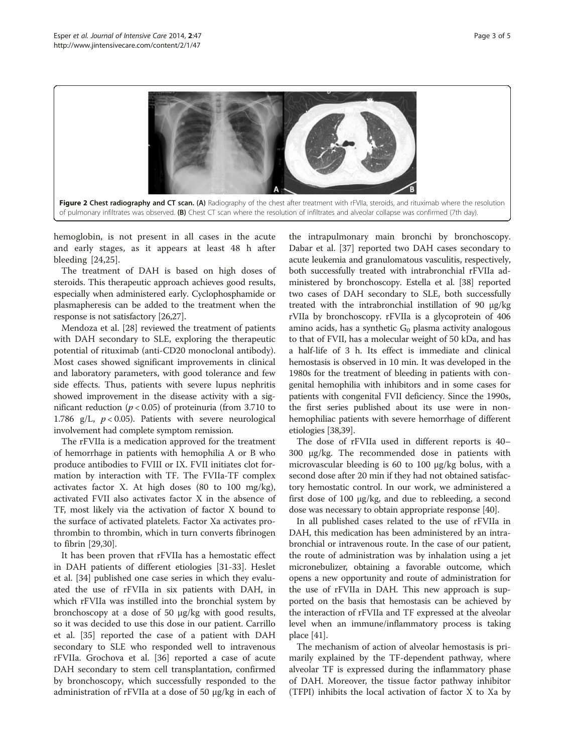**Figure 2 Chest radiography and CT scan. (A)** Radiography of the chest after treatment with rFVIIa, steroids, and rituximab where the resolution of pulmonary infiltrates was observed. **(B)** Chest CT scan where the resolution of infiltrates and alveolar collapse was confirmed (7th day).

hemoglobin, is not present in all cases in the acute and early stages, as it appears at least 48 h after bleeding [24,25].

The treatment of DAH is based on high doses of steroids. This therapeutic approach achieves good results, especially when administered early. Cyclophosphamide or plasmapheresis can be added to the treatment when the response is not satisfactory [26,27].

Mendoza et al. [28] reviewed the treatment of patients with DAH secondary to SLE, exploring the therapeutic potential of rituximab (anti-CD20 monoclonal antibody). Most cases showed significant improvements in clinical and laboratory parameters, with good tolerance and few side effects. Thus, patients with severe lupus nephritis showed improvement in the disease activity with a significant reduction ($p < 0.05$) of proteinuria (from 3.710 to 1.786 g/L, $p < 0.05$). Patients with severe neurological involvement had complete symptom remission.

The rFVIIa is a medication approved for the treatment of hemorrhage in patients with hemophilia A or B who produce antibodies to FVIII or IX. FVII initiates clot formation by interaction with TF. The FVIIa-TF complex activates factor X. At high doses (80 to 100 mg/kg), activated FVII also activates factor X in the absence of TF, most likely via the activation of factor X bound to the surface of activated platelets. Factor Xa activates prothrombin to thrombin, which in turn converts fibrinogen to fibrin [29,30].

It has been proven that rFVIIa has a hemostatic effect in DAH patients of different etiologies [31-33]. Heslet et al. [34] published one case series in which they evaluated the use of rFVIIa in six patients with DAH, in which rFVIIa was instilled into the bronchial system by bronchoscopy at a dose of 50 μg/kg with good results, so it was decided to use this dose in our patient. Carrillo et al. [35] reported the case of a patient with DAH secondary to SLE who responded well to intravenous rFVIIa. Grochova et al. [36] reported a case of acute DAH secondary to stem cell transplantation, confirmed by bronchoscopy, which successfully responded to the administration of rFVIIa at a dose of 50 μg/kg in each of the intrapulmonary main bronchi by bronchoscopy. Dabar et al. [37] reported two DAH cases secondary to acute leukemia and granulomatous vasculitis, respectively, both successfully treated with intrabronchial rFVIIa administered by bronchoscopy. Estella et al. [38] reported two cases of DAH secondary to SLE, both successfully treated with the intrabronchial instillation of 90 μg/kg rVIIa by bronchoscopy. rFVIIa is a glycoprotein of 406 amino acids, has a synthetic $G_0$ plasma activity analogous to that of FVII, has a molecular weight of 50 kDa, and has a half-life of 3 h. Its effect is immediate and clinical hemostasis is observed in 10 min. It was developed in the 1980s for the treatment of bleeding in patients with congenital hemophilia with inhibitors and in some cases for patients with congenital FVII deficiency. Since the 1990s, the first series published about its use were in non-hemophiliac patients with severe hemorrhage of different etiologies [38,39].

The dose of rFVIIa used in different reports is 40–300 μg/kg. The recommended dose in patients with microvascular bleeding is 60 to 100 μg/kg bolus, with a second dose after 20 min if they had not obtained satisfactory hemostatic control. In our work, we administered a first dose of 100 μg/kg, and due to rebleeding, a second dose was necessary to obtain appropriate response [40].

In all published cases related to the use of rFVIIa in DAH, this medication has been administered by an intrabronchial or intravenous route. In the case of our patient, the route of administration was by inhalation using a jet micronebulizer, obtaining a favorable outcome, which opens a new opportunity and route of administration for the use of rFVIIa in DAH. This new approach is supported on the basis that hemostasis can be achieved by the interaction of rFVIIa and TF expressed at the alveolar level when an immune/inflammatory process is taking place [41].

The mechanism of action of alveolar hemostasis is primarily explained by the TF-dependent pathway, where alveolar TF is expressed during the inflammatory phase of DAH. Moreover, the tissue factor pathway inhibitor (TFPI) inhibits the local activation of factor X to Xa by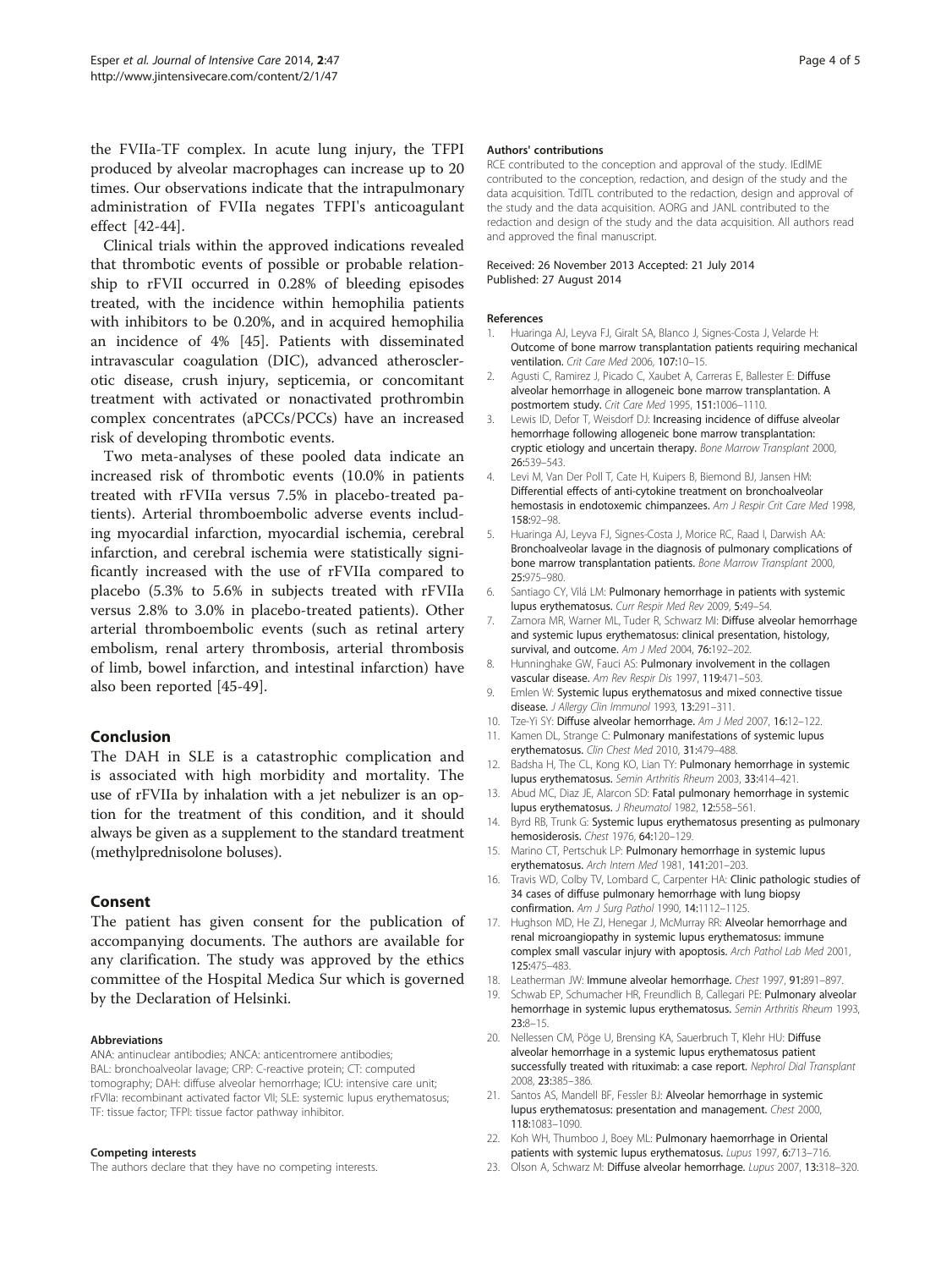the FVIIa-TF complex. In acute lung injury, the TFPI produced by alveolar macrophages can increase up to 20 times. Our observations indicate that the intrapulmonary administration of FVIIa negates TFPI's anticoagulant effect [42-44].

Clinical trials within the approved indications revealed that thrombotic events of possible or probable relationship to rFVII occurred in 0.28% of bleeding episodes treated, with the incidence within hemophilia patients with inhibitors to be 0.20%, and in acquired hemophilia an incidence of 4% [45]. Patients with disseminated intravascular coagulation (DIC), advanced atherosclerotic disease, crush injury, septicemia, or concomitant treatment with activated or nonactivated prothrombin complex concentrates (aPCCs/PCCs) have an increased risk of developing thrombotic events.

Two meta-analyses of these pooled data indicate an increased risk of thrombotic events (10.0% in patients treated with rFVIIa versus 7.5% in placebo-treated patients). Arterial thromboembolic adverse events including myocardial infarction, myocardial ischemia, cerebral infarction, and cerebral ischemia were statistically significantly increased with the use of rFVIIa compared to placebo (5.3% to 5.6% in subjects treated with rFVIIa versus 2.8% to 3.0% in placebo-treated patients). Other arterial thromboembolic events (such as retinal artery embolism, renal artery thrombosis, arterial thrombosis of limb, bowel infarction, and intestinal infarction) have also been reported [45-49].

## Conclusion

The DAH in SLE is a catastrophic complication and is associated with high morbidity and mortality. The use of rFVIIa by inhalation with a jet nebulizer is an option for the treatment of this condition, and it should always be given as a supplement to the standard treatment (methylprednisolone boluses).

## Consent

The patient has given consent for the publication of accompanying documents. The authors are available for any clarification. The study was approved by the ethics committee of the Hospital Medica Sur which is governed by the Declaration of Helsinki.

#### Abbreviations

ANA: antinuclear antibodies; ANCA: anticentromere antibodies; BAL: bronchoalveolar lavage; CRP: C-reactive protein; CT: computed tomography; DAH: diffuse alveolar hemorrhage; ICU: intensive care unit; rFVIIa: recombinant activated factor VII; SLE: systemic lupus erythematosus; TF: tissue factor; TFPI: tissue factor pathway inhibitor.

#### Competing interests

The authors declare that they have no competing interests.

#### Authors' contributions

RCE contributed to the conception and approval of the study. IEdlME contributed to the conception, redaction, and design of the study and the data acquisition. TdlTL contributed to the redaction, design and approval of the study and the data acquisition. AORG and JANL contributed to the redaction and design of the study and the data acquisition. All authors read and approved the final manuscript.

Received: 26 November 2013 Accepted: 21 July 2014
Published: 27 August 2014

#### References

1. Huaringa AJ, Leyva FJ, Giralt SA, Blanco J, Signes-Costa J, Velarde H: **Outcome of bone marrow transplantation patients requiring mechanical ventilation.** *Crit Care Med* 2006, **107:**10–15.
2. Agusti C, Ramirez J, Picado C, Xaubet A, Carreras E, Ballester E: **Diffuse alveolar hemorrhage in allogeneic bone marrow transplantation. A postmortem study.** *Crit Care Med* 1995, **151:**1006–1110.
3. Lewis ID, Defor T, Weisdorf DJ: **Increasing incidence of diffuse alveolar hemorrhage following allogeneic bone marrow transplantation: cryptic etiology and uncertain therapy.** *Bone Marrow Transplant* 2000, **26:**539–543.
4. Levi M, Van Der Poll T, Cate H, Kuipers B, Biemond BJ, Jansen HM: **Differential effects of anti-cytokine treatment on bronchoalveolar hemostasis in endotoxemic chimpanzees.** *Am J Respir Crit Care Med* 1998, **158:**92–98.
5. Huaringa AJ, Leyva FJ, Signes-Costa J, Morice RC, Raad I, Darwish AA: **Bronchoalveolar lavage in the diagnosis of pulmonary complications of bone marrow transplantation patients.** *Bone Marrow Transplant* 2000, **25:**975–980.
6. Santiago CY, Vilá LM: **Pulmonary hemorrhage in patients with systemic lupus erythematosus.** *Curr Respir Med Rev* 2009, **5:**49–54.
7. Zamora MR, Warner ML, Tuder R, Schwarz MI: **Diffuse alveolar hemorrhage and systemic lupus erythematosus: clinical presentation, histology, survival, and outcome.** *Am J Med* 2004, **76:**192–202.
8. Hunninghake GW, Fauci AS: **Pulmonary involvement in the collagen vascular disease.** *Am Rev Respir Dis* 1997, **119:**471–503.
9. Emlen W: **Systemic lupus erythematosus and mixed connective tissue disease.** *J Allergy Clin Immunol* 1993, **13:**291–311.
10. Tze-Yi SY: **Diffuse alveolar hemorrhage.** *Am J Med* 2007, **16:**12–122.
11. Kamen DL, Strange C: **Pulmonary manifestations of systemic lupus erythematosus.** *Clin Chest Med* 2010, **31:**479–488.
12. Badsha H, The CL, Kong KO, Lian TY: **Pulmonary hemorrhage in systemic lupus erythematosus.** *Semin Arthritis Rheum* 2003, **33:**414–421.
13. Abud MC, Diaz JE, Alarcon SD: **Fatal pulmonary hemorrhage in systemic lupus erythematosus.** *J Rheumatol* 1982, **12:**558–561.
14. Byrd RB, Trunk G: **Systemic lupus erythematosus presenting as pulmonary hemosiderosis.** *Chest* 1976, **64:**120–129.
15. Marino CT, Pertschuk LP: **Pulmonary hemorrhage in systemic lupus erythematosus.** *Arch Intern Med* 1981, **141:**201–203.
16. Travis WD, Colby TV, Lombard C, Carpenter HA: **Clinic pathologic studies of 34 cases of diffuse pulmonary hemorrhage with lung biopsy confirmation.** *Am J Surg Pathol* 1990, **14:**1112–1125.
17. Hughson MD, He ZJ, Henegar J, McMurray RR: **Alveolar hemorrhage and renal microangiopathy in systemic lupus erythematosus: immune complex small vascular injury with apoptosis.** *Arch Pathol Lab Med* 2001, **125:**475–483.
18. Leatherman JW: **Immune alveolar hemorrhage.** *Chest* 1997, **91:**891–897.
19. Schwab EP, Schumacher HR, Freundlich B, Callegari PE: **Pulmonary alveolar hemorrhage in systemic lupus erythematosus.** *Semin Arthritis Rheum* 1993, **23:**8–15.
20. Nellessen CM, Pöge U, Brensing KA, Sauerbruch T, Klehr HU: **Diffuse alveolar hemorrhage in a systemic lupus erythematosus patient successfully treated with rituximab: a case report.** *Nephrol Dial Transplant* 2008, **23:**385–386.
21. Santos AS, Mandell BF, Fessler BJ: **Alveolar hemorrhage in systemic lupus erythematosus: presentation and management.** *Chest* 2000, **118:**1083–1090.
22. Koh WH, Thumboo J, Boey ML: **Pulmonary haemorrhage in Oriental patients with systemic lupus erythematosus.** *Lupus* 1997, **6:**713–716.
23. Olson A, Schwarz M: **Diffuse alveolar hemorrhage.** *Lupus* 2007, **13:**318–320.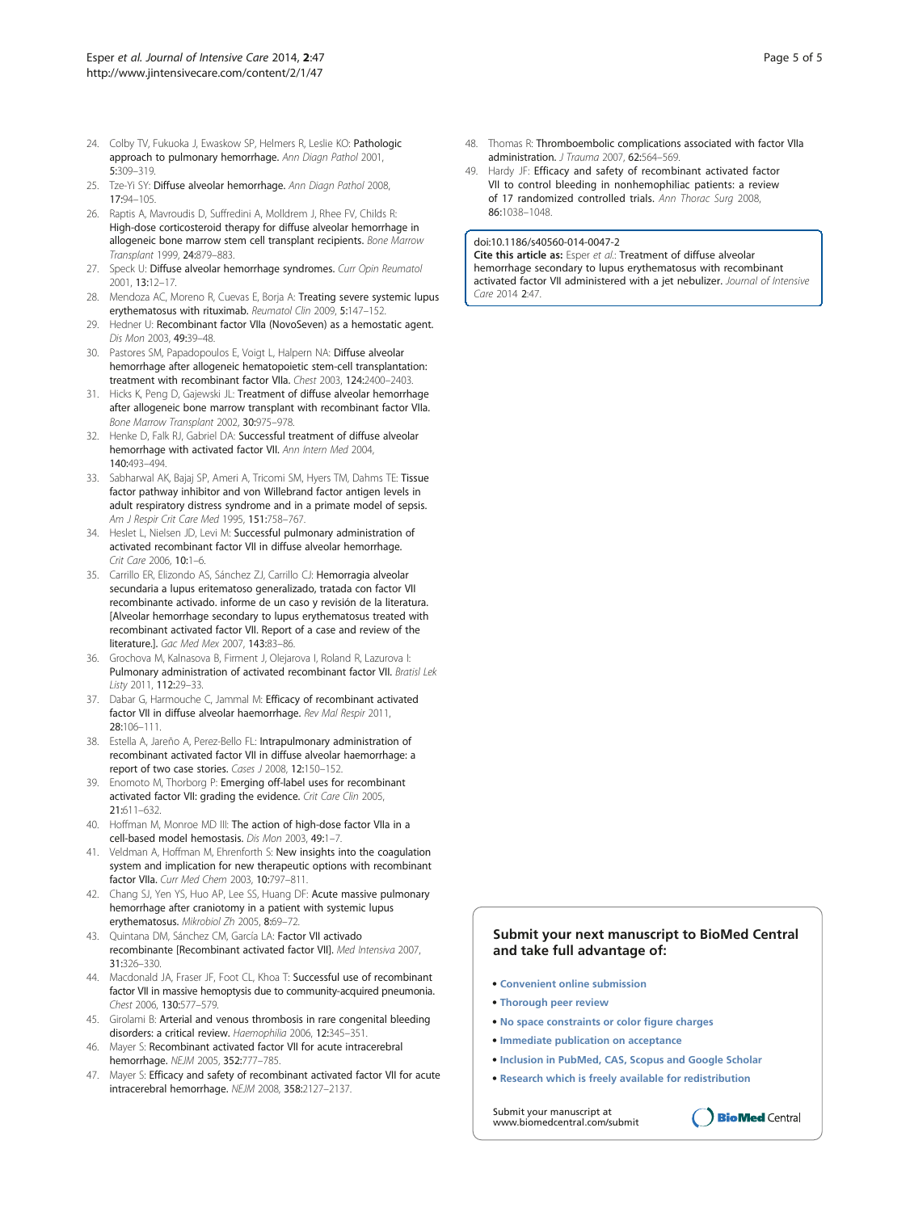24. Colby TV, Fukuoka J, Ewaskow SP, Helmers R, Leslie KO: **Pathologic approach to pulmonary hemorrhage.** *Ann Diagn Pathol* 2001, **5**:309–319.
25. Tze-Yi SY: **Diffuse alveolar hemorrhage.** *Ann Diagn Pathol* 2008, **17**:94–105.
26. Raptis A, Mavroudis D, Suffredini A, Molldrem J, Rhee FV, Childs R: **High-dose corticosteroid therapy for diffuse alveolar hemorrhage in allogeneic bone marrow stem cell transplant recipients.** *Bone Marrow Transplant* 1999, **24**:879–883.
27. Speck U: **Diffuse alveolar hemorrhage syndromes.** *Curr Opin Reumatol* 2001, **13**:12–17.
28. Mendoza AC, Moreno R, Cuevas E, Borja A: **Treating severe systemic lupus erythematosus with rituximab.** *Reumatol Clin* 2009, **5**:147–152.
29. Hedner U: **Recombinant factor VIIa (NovoSeven) as a hemostatic agent.** *Dis Mon* 2003, **49**:39–48.
30. Pastores SM, Papadopoulos E, Voigt L, Halpern NA: **Diffuse alveolar hemorrhage after allogeneic hematopoietic stem-cell transplantation: treatment with recombinant factor VIIa.** *Chest* 2003, **124**:2400–2403.
31. Hicks K, Peng D, Gajewski JL: **Treatment of diffuse alveolar hemorrhage after allogeneic bone marrow transplant with recombinant factor VIIa.** *Bone Marrow Transplant* 2002, **30**:975–978.
32. Henke D, Falk RJ, Gabriel DA: **Successful treatment of diffuse alveolar hemorrhage with activated factor VII.** *Ann Intern Med* 2004, **140**:493–494.
33. Sabharwal AK, Bajaj SP, Ameri A, Tricomi SM, Hyers TM, Dahms TE: **Tissue factor pathway inhibitor and von Willebrand factor antigen levels in adult respiratory distress syndrome and in a primate model of sepsis.** *Am J Respir Crit Care Med* 1995, **151**:758–767.
34. Heslet L, Nielsen JD, Levi M: **Successful pulmonary administration of activated recombinant factor VII in diffuse alveolar hemorrhage.** *Crit Care* 2006, **10**:1–6.
35. Carrillo ER, Elizondo AS, Sánchez ZJ, Carrillo CJ: **Hemorragia alveolar secundaria a lupus eritematoso generalizado, tratada con factor VII recombinante activado. informe de un caso y revisión de la literatura. [Alveolar hemorrhage secondary to lupus erythematosus treated with recombinant activated factor VII. Report of a case and review of the literature.].** *Gac Med Mex* 2007, **143**:83–86.
36. Grochova M, Kalnasova B, Firment J, Olejarova I, Roland R, Lazurova I: **Pulmonary administration of activated recombinant factor VII.** *Bratisl Lek Listy* 2011, **112**:29–33.
37. Dabar G, Harmouche C, Jammal M: **Efficacy of recombinant activated factor VII in diffuse alveolar haemorrhage.** *Rev Mal Respir* 2011, **28**:106–111.
38. Estella A, Jareño A, Perez-Bello FL: **Intrapulmonary administration of recombinant activated factor VII in diffuse alveolar haemorrhage: a report of two case stories.** *Cases J* 2008, **12**:150–152.
39. Enomoto M, Thorborg P: **Emerging off-label uses for recombinant activated factor VII: grading the evidence.** *Crit Care Clin* 2005, **21**:611–632.
40. Hoffman M, Monroe MD III: **The action of high-dose factor VIIa in a cell-based model hemostasis.** *Dis Mon* 2003, **49**:1–7.
41. Veldman A, Hoffman M, Ehrenforth S: **New insights into the coagulation system and implication for new therapeutic options with recombinant factor VIIa.** *Curr Med Chem* 2003, **10**:797–811.
42. Chang SJ, Yen YS, Huo AP, Lee SS, Huang DF: **Acute massive pulmonary hemorrhage after craniotomy in a patient with systemic lupus erythematosus.** *Mikrobiol Zh* 2005, **8**:69–72.
43. Quintana DM, Sánchez CM, García LA: **Factor VII activado recombinante [Recombinant activated factor VII].** *Med Intensiva* 2007, **31**:326–330.
44. Macdonald JA, Fraser JF, Foot CL, Khoa T: **Successful use of recombinant factor VII in massive hemoptysis due to community-acquired pneumonia.** *Chest* 2006, **130**:577–579.
45. Girolami B: **Arterial and venous thrombosis in rare congenital bleeding disorders: a critical review.** *Haemophilia* 2006, **12**:345–351.
46. Mayer S: **Recombinant activated factor VII for acute intracerebral hemorrhage.** *NEJM* 2005, **352**:777–785.
47. Mayer S: **Efficacy and safety of recombinant activated factor VII for acute intracerebral hemorrhage.** *NEJM* 2008, **358**:2127–2137.
48. Thomas R: **Thromboembolic complications associated with factor VIIa administration.** *J Trauma* 2007, **62**:564–569.
49. Hardy JF: **Efficacy and safety of recombinant activated factor VII to control bleeding in nonhemophiliac patients: a review of 17 randomized controlled trials.** *Ann Thorac Surg* 2008, **86**:1038–1048.

doi:10.1186/s40560-014-0047-2

**Cite this article as:** Esper *et al.*: Treatment of diffuse alveolar hemorrhage secondary to lupus erythematosus with recombinant activated factor VII administered with a jet nebulizer. *Journal of Intensive Care* 2014 **2**:47.

**Submit your next manuscript to BioMed Central and take full advantage of:**

- **Convenient online submission**
- **Thorough peer review**
- **No space constraints or color figure charges**
- **Immediate publication on acceptance**
- **Inclusion in PubMed, CAS, Scopus and Google Scholar**
- **Research which is freely available for redistribution**

Submit your manuscript at www.biomedcentral.com/submit

BioMed Central